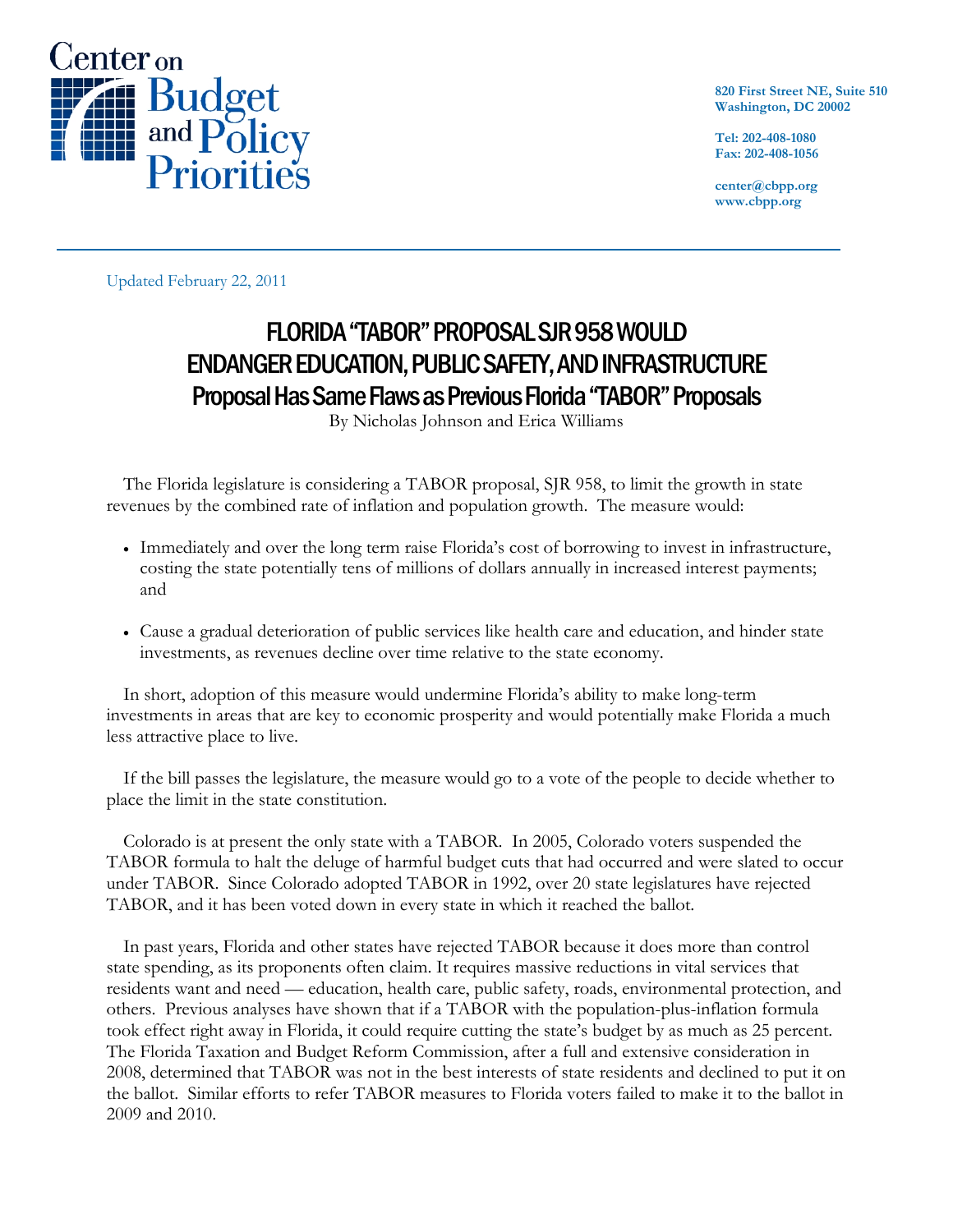Center on Budget and Policy Priorities

820 First Street NE, Suite 510
Washington, DC 20002

Tel: 202-408-1080
Fax: 202-408-1056

center@cbpp.org
www.cbpp.org

Updated February 22, 2011

# FLORIDA "TABOR" PROPOSAL SJR 958 WOULD ENDANGER EDUCATION, PUBLIC SAFETY, AND INFRASTRUCTURE

## Proposal Has Same Flaws as Previous Florida "TABOR" Proposals

By Nicholas Johnson and Erica Williams

The Florida legislature is considering a TABOR proposal, SJR 958, to limit the growth in state revenues by the combined rate of inflation and population growth. The measure would:

- Immediately and over the long term raise Florida's cost of borrowing to invest in infrastructure, costing the state potentially tens of millions of dollars annually in increased interest payments; and
- Cause a gradual deterioration of public services like health care and education, and hinder state investments, as revenues decline over time relative to the state economy.

In short, adoption of this measure would undermine Florida's ability to make long-term investments in areas that are key to economic prosperity and would potentially make Florida a much less attractive place to live.

If the bill passes the legislature, the measure would go to a vote of the people to decide whether to place the limit in the state constitution.

Colorado is at present the only state with a TABOR. In 2005, Colorado voters suspended the TABOR formula to halt the deluge of harmful budget cuts that had occurred and were slated to occur under TABOR. Since Colorado adopted TABOR in 1992, over 20 state legislatures have rejected TABOR, and it has been voted down in every state in which it reached the ballot.

In past years, Florida and other states have rejected TABOR because it does more than control state spending, as its proponents often claim. It requires massive reductions in vital services that residents want and need — education, health care, public safety, roads, environmental protection, and others. Previous analyses have shown that if a TABOR with the population-plus-inflation formula took effect right away in Florida, it could require cutting the state's budget by as much as 25 percent. The Florida Taxation and Budget Reform Commission, after a full and extensive consideration in 2008, determined that TABOR was not in the best interests of state residents and declined to put it on the ballot. Similar efforts to refer TABOR measures to Florida voters failed to make it to the ballot in 2009 and 2010.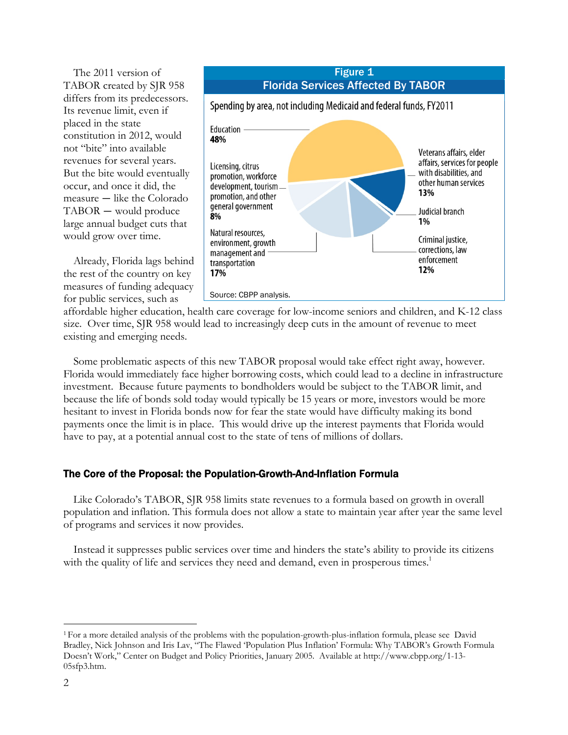The 2011 version of TABOR created by SJR 958 differs from its predecessors. Its revenue limit, even if placed in the state constitution in 2012, would not "bite" into available revenues for several years. But the bite would eventually occur, and once it did, the measure — like the Colorado TABOR — would produce large annual budget cuts that would grow over time.

**Figure 1**
**Florida Services Affected By TABOR**

Spending by area, not including Medicaid and federal funds, FY2011

- Education **48%**
- Veterans affairs, elder affairs, services for people with disabilities, and other human services **13%**
- Judicial branch **1%**
- Criminal justice, corrections, law enforcement **12%**
- Natural resources, environment, growth management and transportation **17%**
- Licensing, citrus promotion, workforce development, tourism promotion, and other general government **8%**

Source: CBPP analysis.

Already, Florida lags behind the rest of the country on key measures of funding adequacy for public services, such as affordable higher education, health care coverage for low-income seniors and children, and K-12 class size. Over time, SJR 958 would lead to increasingly deep cuts in the amount of revenue to meet existing and emerging needs.

Some problematic aspects of this new TABOR proposal would take effect right away, however. Florida would immediately face higher borrowing costs, which could lead to a decline in infrastructure investment. Because future payments to bondholders would be subject to the TABOR limit, and because the life of bonds sold today would typically be 15 years or more, investors would be more hesitant to invest in Florida bonds now for fear the state would have difficulty making its bond payments once the limit is in place. This would drive up the interest payments that Florida would have to pay, at a potential annual cost to the state of tens of millions of dollars.

### The Core of the Proposal: the Population-Growth-And-Inflation Formula

Like Colorado's TABOR, SJR 958 limits state revenues to a formula based on growth in overall population and inflation. This formula does not allow a state to maintain year after year the same level of programs and services it now provides.

Instead it suppresses public services over time and hinders the state's ability to provide its citizens with the quality of life and services they need and demand, even in prosperous times.[1]

---

[1] For a more detailed analysis of the problems with the population-growth-plus-inflation formula, please see David Bradley, Nick Johnson and Iris Lav, "The Flawed 'Population Plus Inflation' Formula: Why TABOR's Growth Formula Doesn't Work," Center on Budget and Policy Priorities, January 2005. Available at http://www.cbpp.org/1-13-05sfp3.htm.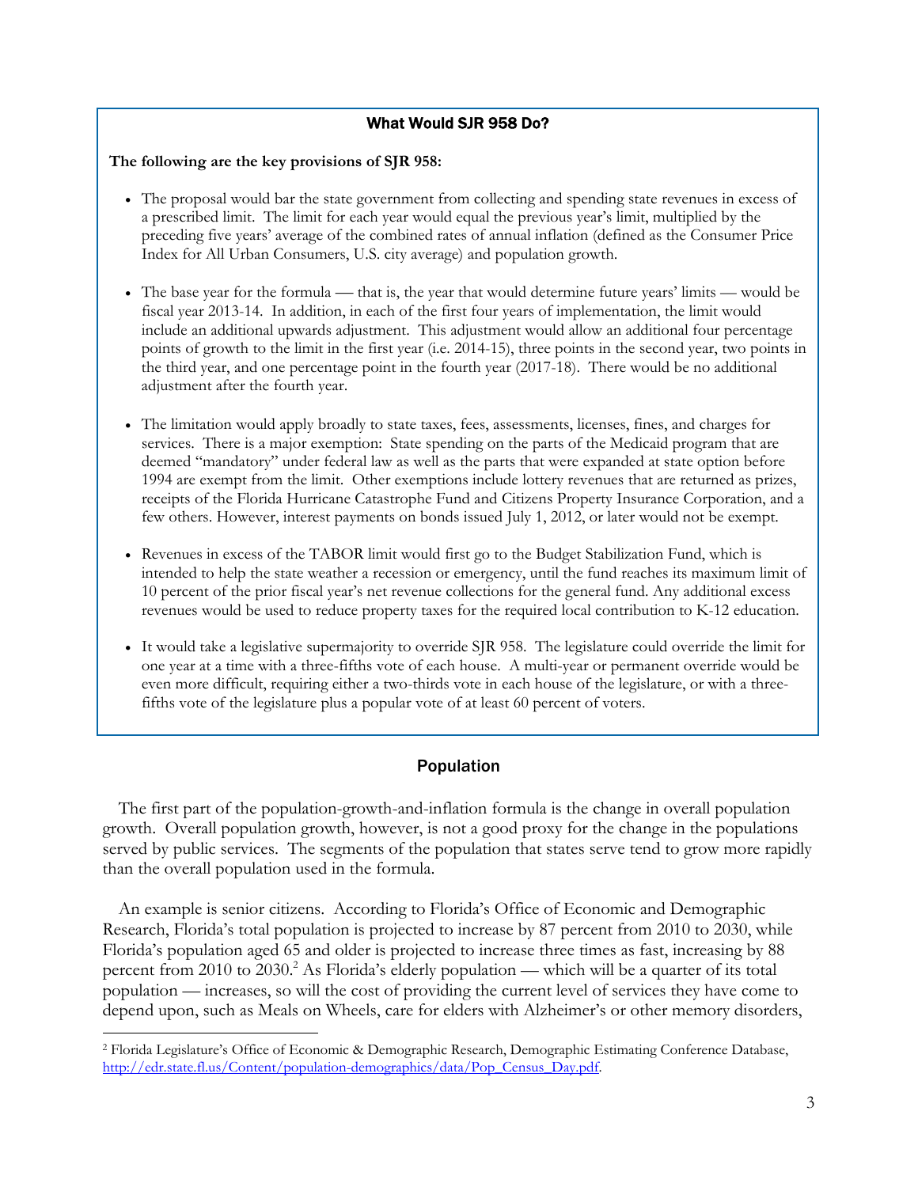### What Would SJR 958 Do?

**The following are the key provisions of SJR 958:**

- The proposal would bar the state government from collecting and spending state revenues in excess of a prescribed limit. The limit for each year would equal the previous year's limit, multiplied by the preceding five years' average of the combined rates of annual inflation (defined as the Consumer Price Index for All Urban Consumers, U.S. city average) and population growth.

- The base year for the formula — that is, the year that would determine future years' limits — would be fiscal year 2013-14. In addition, in each of the first four years of implementation, the limit would include an additional upwards adjustment. This adjustment would allow an additional four percentage points of growth to the limit in the first year (i.e. 2014-15), three points in the second year, two points in the third year, and one percentage point in the fourth year (2017-18). There would be no additional adjustment after the fourth year.

- The limitation would apply broadly to state taxes, fees, assessments, licenses, fines, and charges for services. There is a major exemption: State spending on the parts of the Medicaid program that are deemed "mandatory" under federal law as well as the parts that were expanded at state option before 1994 are exempt from the limit. Other exemptions include lottery revenues that are returned as prizes, receipts of the Florida Hurricane Catastrophe Fund and Citizens Property Insurance Corporation, and a few others. However, interest payments on bonds issued July 1, 2012, or later would not be exempt.

- Revenues in excess of the TABOR limit would first go to the Budget Stabilization Fund, which is intended to help the state weather a recession or emergency, until the fund reaches its maximum limit of 10 percent of the prior fiscal year's net revenue collections for the general fund. Any additional excess revenues would be used to reduce property taxes for the required local contribution to K-12 education.

- It would take a legislative supermajority to override SJR 958. The legislature could override the limit for one year at a time with a three-fifths vote of each house. A multi-year or permanent override would be even more difficult, requiring either a two-thirds vote in each house of the legislature, or with a three-fifths vote of the legislature plus a popular vote of at least 60 percent of voters.

## Population

The first part of the population-growth-and-inflation formula is the change in overall population growth. Overall population growth, however, is not a good proxy for the change in the populations served by public services. The segments of the population that states serve tend to grow more rapidly than the overall population used in the formula.

An example is senior citizens. According to Florida's Office of Economic and Demographic Research, Florida's total population is projected to increase by 87 percent from 2010 to 2030, while Florida's population aged 65 and older is projected to increase three times as fast, increasing by 88 percent from 2010 to 2030.[2] As Florida's elderly population — which will be a quarter of its total population — increases, so will the cost of providing the current level of services they have come to depend upon, such as Meals on Wheels, care for elders with Alzheimer's or other memory disorders,

[2] Florida Legislature's Office of Economic & Demographic Research, Demographic Estimating Conference Database, http://edr.state.fl.us/Content/population-demographics/data/Pop_Census_Day.pdf.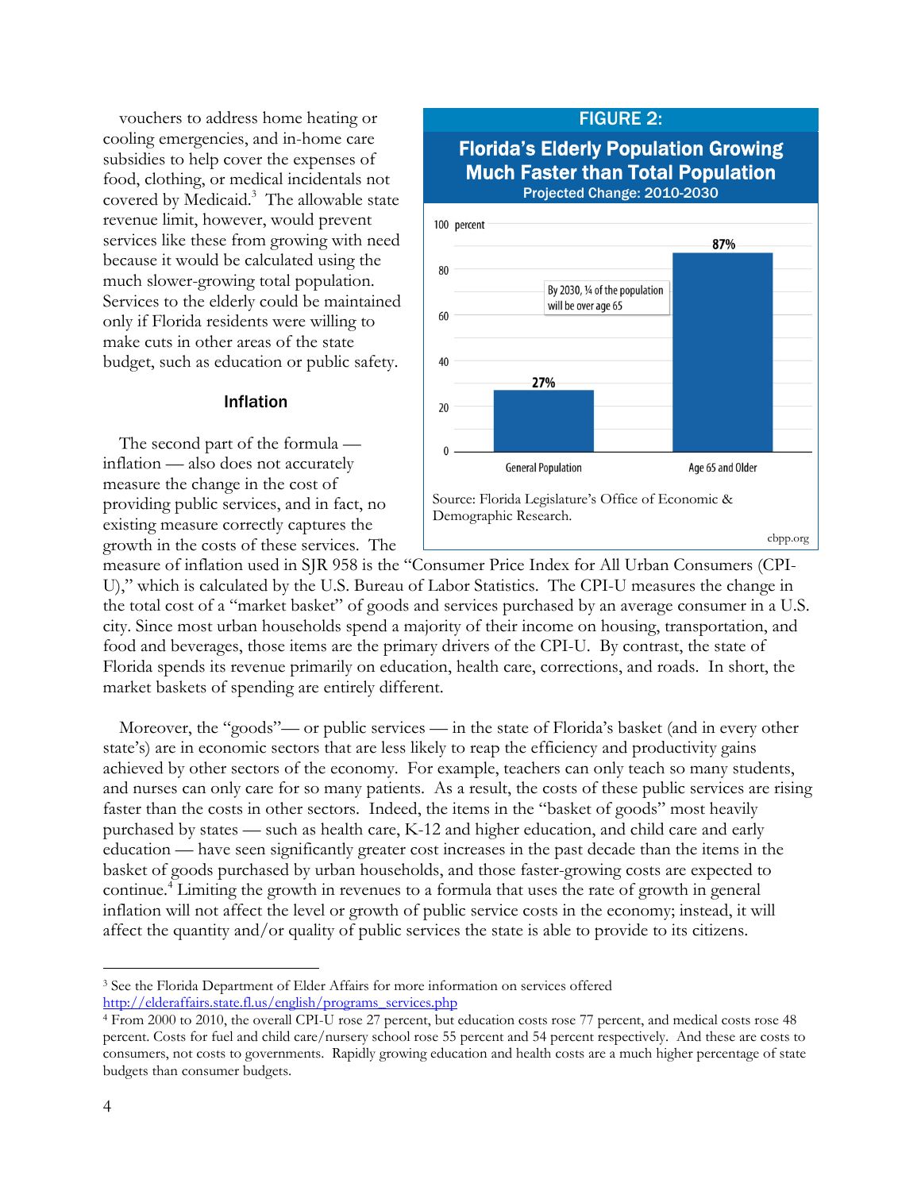vouchers to address home heating or cooling emergencies, and in-home care subsidies to help cover the expenses of food, clothing, or medical incidentals not covered by Medicaid.[3] The allowable state revenue limit, however, would prevent services like these from growing with need because it would be calculated using the much slower-growing total population. Services to the elderly could be maintained only if Florida residents were willing to make cuts in other areas of the state budget, such as education or public safety.

**FIGURE 2:**

**Florida's Elderly Population Growing Much Faster than Total Population**

**Projected Change: 2010-2030**

| | Percent |
|---|---|
| General Population | 27% |
| Age 65 and Older | 87% |

By 2030, ¼ of the population will be over age 65

Source: Florida Legislature's Office of Economic & Demographic Research.

cbpp.org

### Inflation

The second part of the formula — inflation — also does not accurately measure the change in the cost of providing public services, and in fact, no existing measure correctly captures the growth in the costs of these services. The measure of inflation used in SJR 958 is the "Consumer Price Index for All Urban Consumers (CPI-U)," which is calculated by the U.S. Bureau of Labor Statistics. The CPI-U measures the change in the total cost of a "market basket" of goods and services purchased by an average consumer in a U.S. city. Since most urban households spend a majority of their income on housing, transportation, and food and beverages, those items are the primary drivers of the CPI-U. By contrast, the state of Florida spends its revenue primarily on education, health care, corrections, and roads. In short, the market baskets of spending are entirely different.

Moreover, the "goods"— or public services — in the state of Florida's basket (and in every other state's) are in economic sectors that are less likely to reap the efficiency and productivity gains achieved by other sectors of the economy. For example, teachers can only teach so many students, and nurses can only care for so many patients. As a result, the costs of these public services are rising faster than the costs in other sectors. Indeed, the items in the "basket of goods" most heavily purchased by states — such as health care, K-12 and higher education, and child care and early education — have seen significantly greater cost increases in the past decade than the items in the basket of goods purchased by urban households, and those faster-growing costs are expected to continue.[4] Limiting the growth in revenues to a formula that uses the rate of growth in general inflation will not affect the level or growth of public service costs in the economy; instead, it will affect the quantity and/or quality of public services the state is able to provide to its citizens.

---

[3] See the Florida Department of Elder Affairs for more information on services offered http://elderaffairs.state.fl.us/english/programs_services.php

[4] From 2000 to 2010, the overall CPI-U rose 27 percent, but education costs rose 77 percent, and medical costs rose 48 percent. Costs for fuel and child care/nursery school rose 55 percent and 54 percent respectively. And these are costs to consumers, not costs to governments. Rapidly growing education and health costs are a much higher percentage of state budgets than consumer budgets.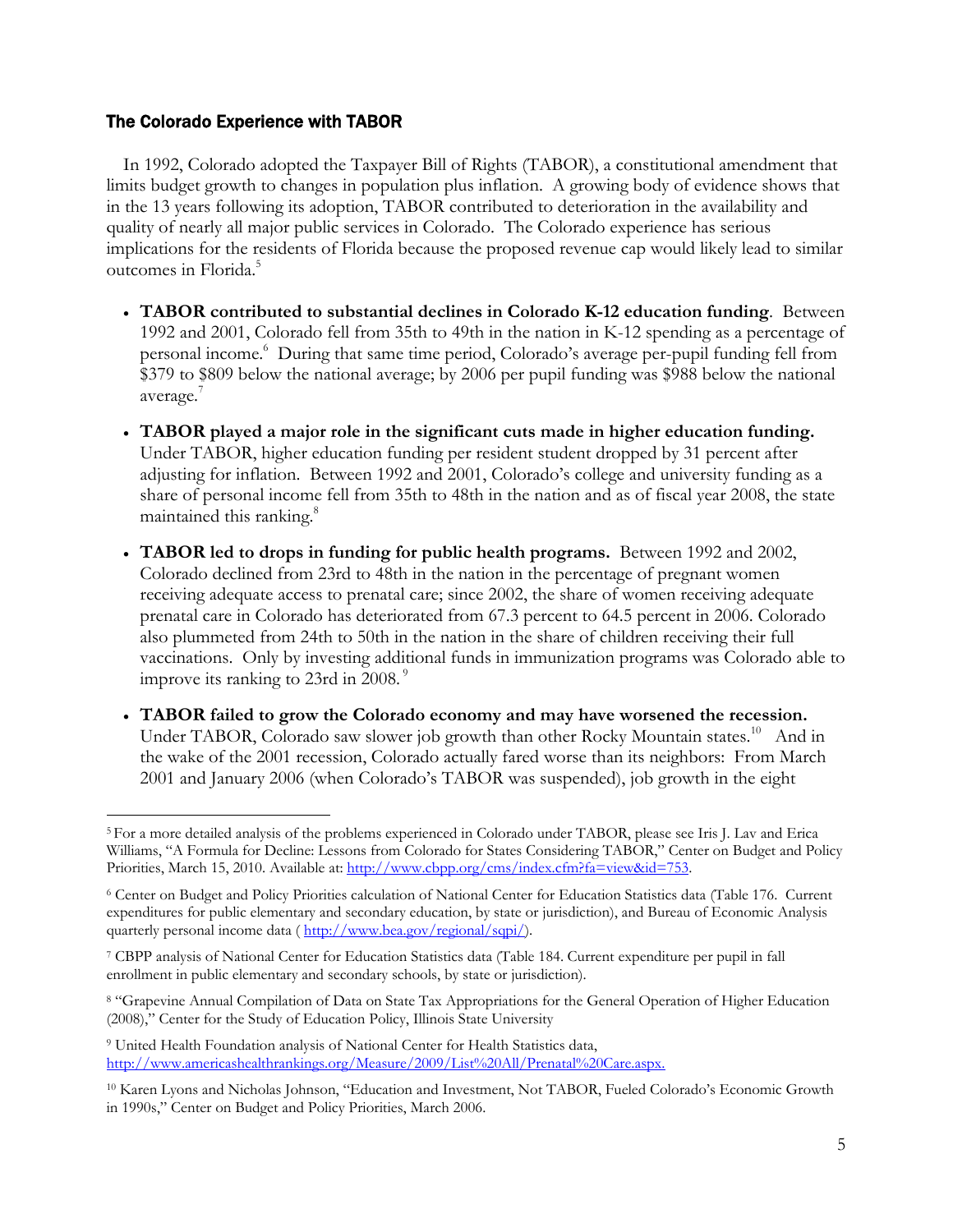## The Colorado Experience with TABOR

In 1992, Colorado adopted the Taxpayer Bill of Rights (TABOR), a constitutional amendment that limits budget growth to changes in population plus inflation. A growing body of evidence shows that in the 13 years following its adoption, TABOR contributed to deterioration in the availability and quality of nearly all major public services in Colorado. The Colorado experience has serious implications for the residents of Florida because the proposed revenue cap would likely lead to similar outcomes in Florida.[5]

- **TABOR contributed to substantial declines in Colorado K-12 education funding**. Between 1992 and 2001, Colorado fell from 35th to 49th in the nation in K-12 spending as a percentage of personal income.[6] During that same time period, Colorado's average per-pupil funding fell from $379 to $809 below the national average; by 2006 per pupil funding was $988 below the national average.[7]
- **TABOR played a major role in the significant cuts made in higher education funding.** Under TABOR, higher education funding per resident student dropped by 31 percent after adjusting for inflation. Between 1992 and 2001, Colorado's college and university funding as a share of personal income fell from 35th to 48th in the nation and as of fiscal year 2008, the state maintained this ranking.[8]
- **TABOR led to drops in funding for public health programs.** Between 1992 and 2002, Colorado declined from 23rd to 48th in the nation in the percentage of pregnant women receiving adequate access to prenatal care; since 2002, the share of women receiving adequate prenatal care in Colorado has deteriorated from 67.3 percent to 64.5 percent in 2006. Colorado also plummeted from 24th to 50th in the nation in the share of children receiving their full vaccinations. Only by investing additional funds in immunization programs was Colorado able to improve its ranking to 23rd in 2008.[9]
- **TABOR failed to grow the Colorado economy and may have worsened the recession.** Under TABOR, Colorado saw slower job growth than other Rocky Mountain states.[10] And in the wake of the 2001 recession, Colorado actually fared worse than its neighbors: From March 2001 and January 2006 (when Colorado's TABOR was suspended), job growth in the eight

---

[5] For a more detailed analysis of the problems experienced in Colorado under TABOR, please see Iris J. Lav and Erica Williams, "A Formula for Decline: Lessons from Colorado for States Considering TABOR," Center on Budget and Policy Priorities, March 15, 2010. Available at: http://www.cbpp.org/cms/index.cfm?fa=view&id=753.

[6] Center on Budget and Policy Priorities calculation of National Center for Education Statistics data (Table 176. Current expenditures for public elementary and secondary education, by state or jurisdiction), and Bureau of Economic Analysis quarterly personal income data ( http://www.bea.gov/regional/sqpi/).

[7] CBPP analysis of National Center for Education Statistics data (Table 184. Current expenditure per pupil in fall enrollment in public elementary and secondary schools, by state or jurisdiction).

[8] "Grapevine Annual Compilation of Data on State Tax Appropriations for the General Operation of Higher Education (2008)," Center for the Study of Education Policy, Illinois State University

[9] United Health Foundation analysis of National Center for Health Statistics data, http://www.americashealthrankings.org/Measure/2009/List%20All/Prenatal%20Care.aspx.

[10] Karen Lyons and Nicholas Johnson, "Education and Investment, Not TABOR, Fueled Colorado's Economic Growth in 1990s," Center on Budget and Policy Priorities, March 2006.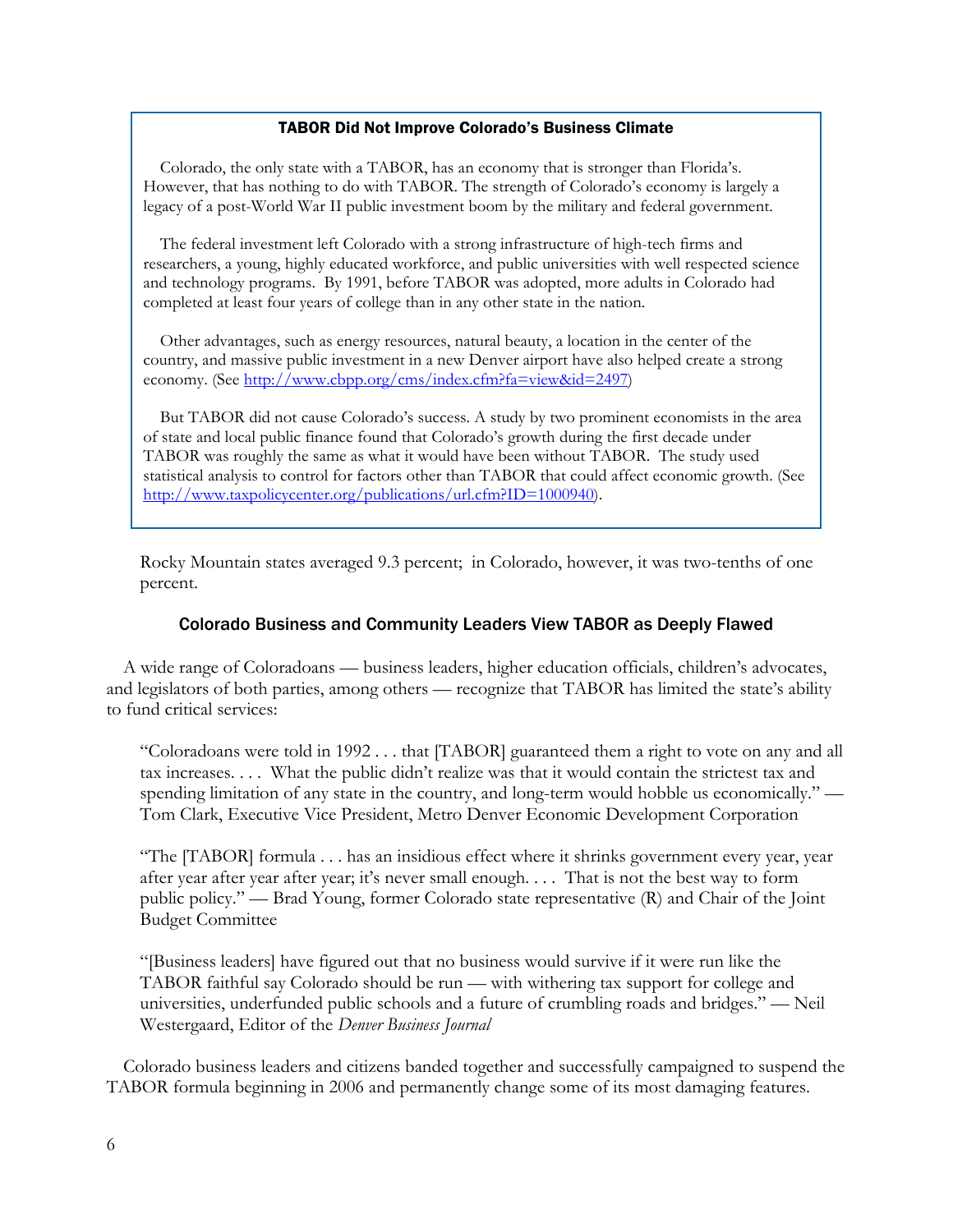### TABOR Did Not Improve Colorado's Business Climate

Colorado, the only state with a TABOR, has an economy that is stronger than Florida's. However, that has nothing to do with TABOR. The strength of Colorado's economy is largely a legacy of a post-World War II public investment boom by the military and federal government.

The federal investment left Colorado with a strong infrastructure of high-tech firms and researchers, a young, highly educated workforce, and public universities with well respected science and technology programs. By 1991, before TABOR was adopted, more adults in Colorado had completed at least four years of college than in any other state in the nation.

Other advantages, such as energy resources, natural beauty, a location in the center of the country, and massive public investment in a new Denver airport have also helped create a strong economy. (See http://www.cbpp.org/cms/index.cfm?fa=view&id=2497)

But TABOR did not cause Colorado's success. A study by two prominent economists in the area of state and local public finance found that Colorado's growth during the first decade under TABOR was roughly the same as what it would have been without TABOR. The study used statistical analysis to control for factors other than TABOR that could affect economic growth. (See http://www.taxpolicycenter.org/publications/url.cfm?ID=1000940).

---

Rocky Mountain states averaged 9.3 percent; in Colorado, however, it was two-tenths of one percent.

## Colorado Business and Community Leaders View TABOR as Deeply Flawed

A wide range of Coloradoans — business leaders, higher education officials, children's advocates, and legislators of both parties, among others — recognize that TABOR has limited the state's ability to fund critical services:

> "Coloradoans were told in 1992 . . . that [TABOR] guaranteed them a right to vote on any and all tax increases. . . . What the public didn't realize was that it would contain the strictest tax and spending limitation of any state in the country, and long-term would hobble us economically." — Tom Clark, Executive Vice President, Metro Denver Economic Development Corporation

> "The [TABOR] formula . . . has an insidious effect where it shrinks government every year, year after year after year; it's never small enough. . . . That is not the best way to form public policy." — Brad Young, former Colorado state representative (R) and Chair of the Joint Budget Committee

> "[Business leaders] have figured out that no business would survive if it were run like the TABOR faithful say Colorado should be run — with withering tax support for college and universities, underfunded public schools and a future of crumbling roads and bridges." — Neil Westergaard, Editor of the *Denver Business Journal*

Colorado business leaders and citizens banded together and successfully campaigned to suspend the TABOR formula beginning in 2006 and permanently change some of its most damaging features.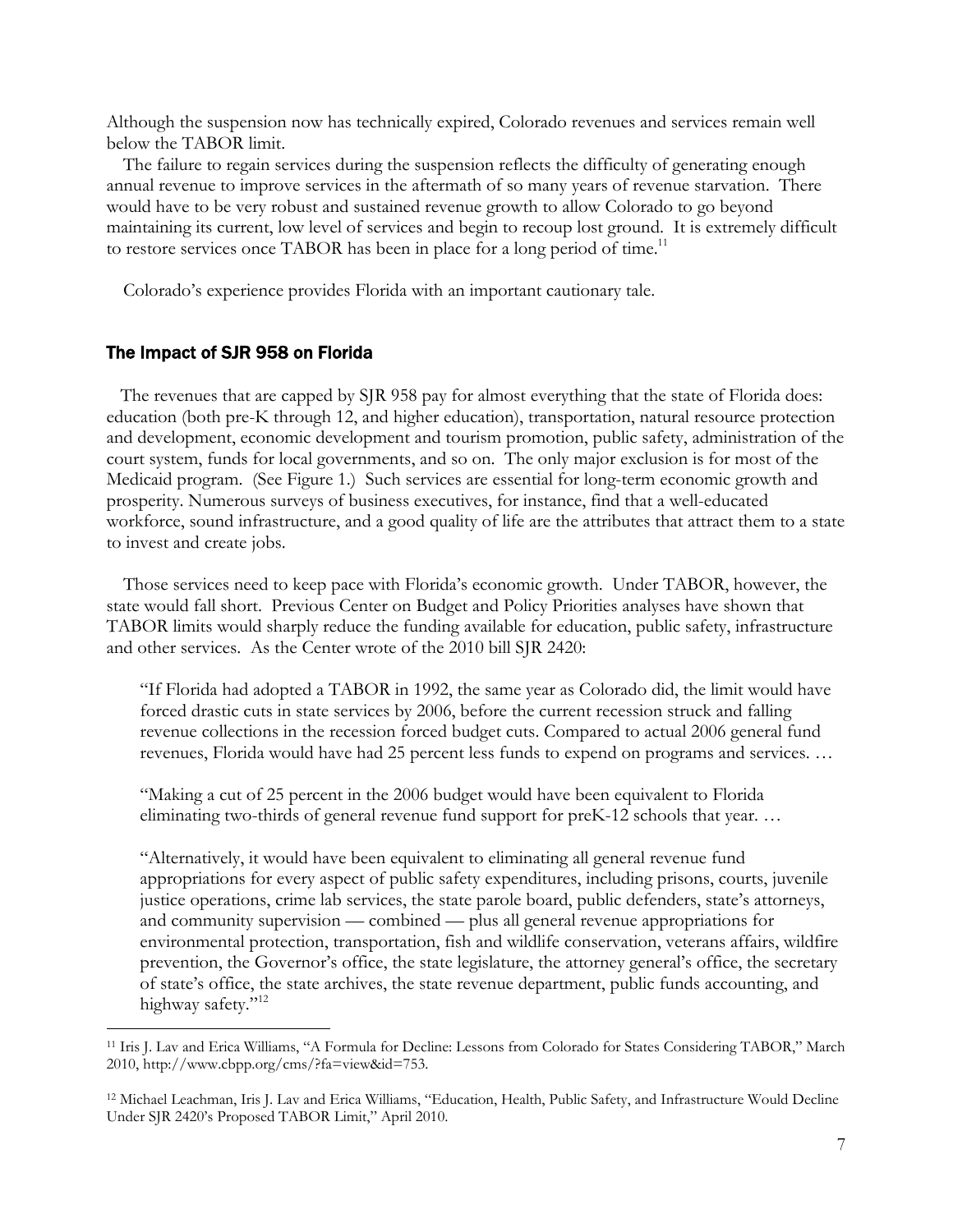Although the suspension now has technically expired, Colorado revenues and services remain well below the TABOR limit.

The failure to regain services during the suspension reflects the difficulty of generating enough annual revenue to improve services in the aftermath of so many years of revenue starvation. There would have to be very robust and sustained revenue growth to allow Colorado to go beyond maintaining its current, low level of services and begin to recoup lost ground. It is extremely difficult to restore services once TABOR has been in place for a long period of time.[11]

Colorado's experience provides Florida with an important cautionary tale.

## The Impact of SJR 958 on Florida

The revenues that are capped by SJR 958 pay for almost everything that the state of Florida does: education (both pre-K through 12, and higher education), transportation, natural resource protection and development, economic development and tourism promotion, public safety, administration of the court system, funds for local governments, and so on. The only major exclusion is for most of the Medicaid program. (See Figure 1.) Such services are essential for long-term economic growth and prosperity. Numerous surveys of business executives, for instance, find that a well-educated workforce, sound infrastructure, and a good quality of life are the attributes that attract them to a state to invest and create jobs.

Those services need to keep pace with Florida's economic growth. Under TABOR, however, the state would fall short. Previous Center on Budget and Policy Priorities analyses have shown that TABOR limits would sharply reduce the funding available for education, public safety, infrastructure and other services. As the Center wrote of the 2010 bill SJR 2420:

> "If Florida had adopted a TABOR in 1992, the same year as Colorado did, the limit would have forced drastic cuts in state services by 2006, before the current recession struck and falling revenue collections in the recession forced budget cuts. Compared to actual 2006 general fund revenues, Florida would have had 25 percent less funds to expend on programs and services. …
>
> "Making a cut of 25 percent in the 2006 budget would have been equivalent to Florida eliminating two-thirds of general revenue fund support for preK-12 schools that year. …
>
> "Alternatively, it would have been equivalent to eliminating all general revenue fund appropriations for every aspect of public safety expenditures, including prisons, courts, juvenile justice operations, crime lab services, the state parole board, public defenders, state's attorneys, and community supervision — combined — plus all general revenue appropriations for environmental protection, transportation, fish and wildlife conservation, veterans affairs, wildfire prevention, the Governor's office, the state legislature, the attorney general's office, the secretary of state's office, the state archives, the state revenue department, public funds accounting, and highway safety."[12]

---

[11] Iris J. Lav and Erica Williams, "A Formula for Decline: Lessons from Colorado for States Considering TABOR," March 2010, http://www.cbpp.org/cms/?fa=view&id=753.

[12] Michael Leachman, Iris J. Lav and Erica Williams, "Education, Health, Public Safety, and Infrastructure Would Decline Under SJR 2420's Proposed TABOR Limit," April 2010.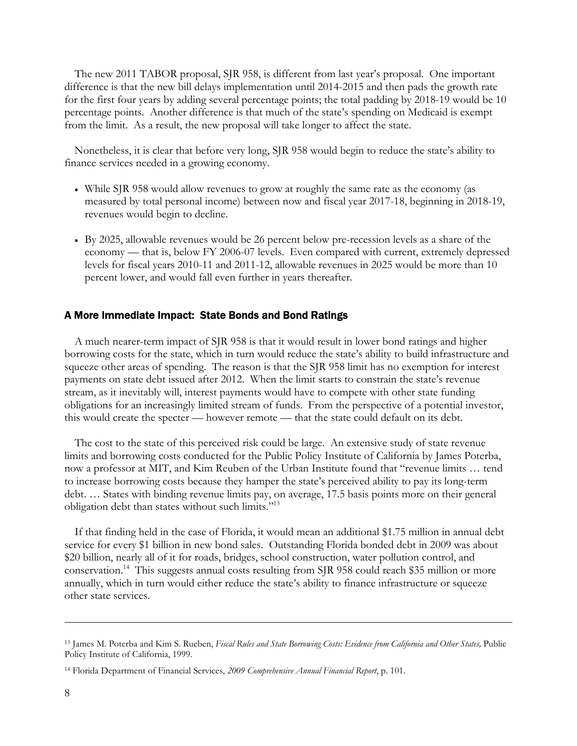The new 2011 TABOR proposal, SJR 958, is different from last year's proposal. One important difference is that the new bill delays implementation until 2014-2015 and then pads the growth rate for the first four years by adding several percentage points; the total padding by 2018-19 would be 10 percentage points. Another difference is that much of the state's spending on Medicaid is exempt from the limit. As a result, the new proposal will take longer to affect the state.

Nonetheless, it is clear that before very long, SJR 958 would begin to reduce the state's ability to finance services needed in a growing economy.

- While SJR 958 would allow revenues to grow at roughly the same rate as the economy (as measured by total personal income) between now and fiscal year 2017-18, beginning in 2018-19, revenues would begin to decline.
- By 2025, allowable revenues would be 26 percent below pre-recession levels as a share of the economy — that is, below FY 2006-07 levels. Even compared with current, extremely depressed levels for fiscal years 2010-11 and 2011-12, allowable revenues in 2025 would be more than 10 percent lower, and would fall even further in years thereafter.

## A More Immediate Impact: State Bonds and Bond Ratings

A much nearer-term impact of SJR 958 is that it would result in lower bond ratings and higher borrowing costs for the state, which in turn would reduce the state's ability to build infrastructure and squeeze other areas of spending. The reason is that the SJR 958 limit has no exemption for interest payments on state debt issued after 2012. When the limit starts to constrain the state's revenue stream, as it inevitably will, interest payments would have to compete with other state funding obligations for an increasingly limited stream of funds. From the perspective of a potential investor, this would create the specter — however remote — that the state could default on its debt.

The cost to the state of this perceived risk could be large. An extensive study of state revenue limits and borrowing costs conducted for the Public Policy Institute of California by James Poterba, now a professor at MIT, and Kim Reuben of the Urban Institute found that "revenue limits … tend to increase borrowing costs because they hamper the state's perceived ability to pay its long-term debt. … States with binding revenue limits pay, on average, 17.5 basis points more on their general obligation debt than states without such limits."[13]

If that finding held in the case of Florida, it would mean an additional $1.75 million in annual debt service for every $1 billion in new bond sales. Outstanding Florida bonded debt in 2009 was about $20 billion, nearly all of it for roads, bridges, school construction, water pollution control, and conservation.[14] This suggests annual costs resulting from SJR 958 could reach $35 million or more annually, which in turn would either reduce the state's ability to finance infrastructure or squeeze other state services.

---

[13] James M. Poterba and Kim S. Rueben, *Fiscal Rules and State Borrowing Costs: Evidence from California and Other States,* Public Policy Institute of California, 1999.

[14] Florida Department of Financial Services, *2009 Comprehensive Annual Financial Report*, p. 101.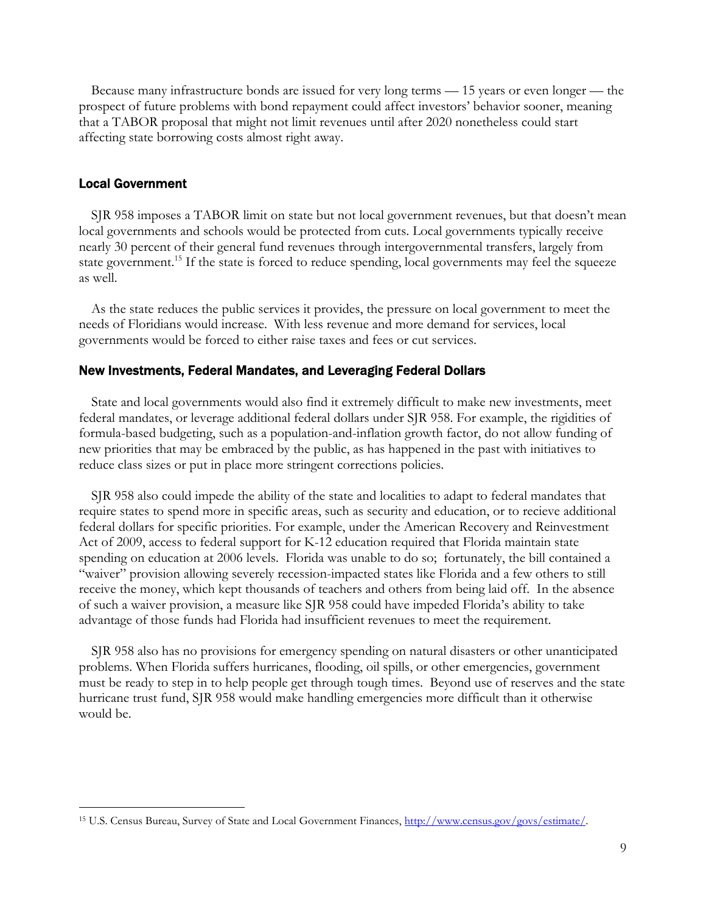Because many infrastructure bonds are issued for very long terms — 15 years or even longer — the prospect of future problems with bond repayment could affect investors' behavior sooner, meaning that a TABOR proposal that might not limit revenues until after 2020 nonetheless could start affecting state borrowing costs almost right away.

## Local Government

SJR 958 imposes a TABOR limit on state but not local government revenues, but that doesn't mean local governments and schools would be protected from cuts. Local governments typically receive nearly 30 percent of their general fund revenues through intergovernmental transfers, largely from state government.[15] If the state is forced to reduce spending, local governments may feel the squeeze as well.

As the state reduces the public services it provides, the pressure on local government to meet the needs of Floridians would increase. With less revenue and more demand for services, local governments would be forced to either raise taxes and fees or cut services.

## New Investments, Federal Mandates, and Leveraging Federal Dollars

State and local governments would also find it extremely difficult to make new investments, meet federal mandates, or leverage additional federal dollars under SJR 958. For example, the rigidities of formula-based budgeting, such as a population-and-inflation growth factor, do not allow funding of new priorities that may be embraced by the public, as has happened in the past with initiatives to reduce class sizes or put in place more stringent corrections policies.

SJR 958 also could impede the ability of the state and localities to adapt to federal mandates that require states to spend more in specific areas, such as security and education, or to recieve additional federal dollars for specific priorities. For example, under the American Recovery and Reinvestment Act of 2009, access to federal support for K-12 education required that Florida maintain state spending on education at 2006 levels. Florida was unable to do so; fortunately, the bill contained a "waiver" provision allowing severely recession-impacted states like Florida and a few others to still receive the money, which kept thousands of teachers and others from being laid off. In the absence of such a waiver provision, a measure like SJR 958 could have impeded Florida's ability to take advantage of those funds had Florida had insufficient revenues to meet the requirement.

SJR 958 also has no provisions for emergency spending on natural disasters or other unanticipated problems. When Florida suffers hurricanes, flooding, oil spills, or other emergencies, government must be ready to step in to help people get through tough times. Beyond use of reserves and the state hurricane trust fund, SJR 958 would make handling emergencies more difficult than it otherwise would be.

---

[15] U.S. Census Bureau, Survey of State and Local Government Finances, http://www.census.gov/govs/estimate/.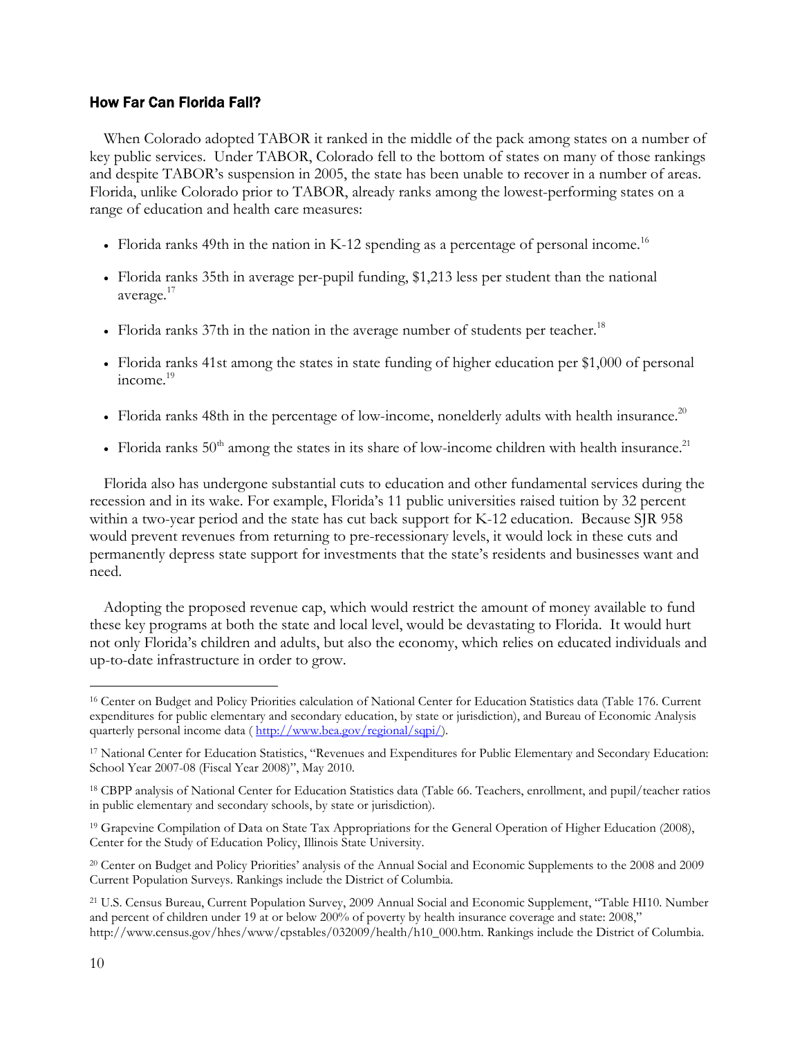## How Far Can Florida Fall?

When Colorado adopted TABOR it ranked in the middle of the pack among states on a number of key public services. Under TABOR, Colorado fell to the bottom of states on many of those rankings and despite TABOR's suspension in 2005, the state has been unable to recover in a number of areas. Florida, unlike Colorado prior to TABOR, already ranks among the lowest-performing states on a range of education and health care measures:

- Florida ranks 49th in the nation in K-12 spending as a percentage of personal income.[16]
- Florida ranks 35th in average per-pupil funding, $1,213 less per student than the national average.[17]
- Florida ranks 37th in the nation in the average number of students per teacher.[18]
- Florida ranks 41st among the states in state funding of higher education per $1,000 of personal income.[19]
- Florida ranks 48th in the percentage of low-income, nonelderly adults with health insurance.[20]
- Florida ranks 50th among the states in its share of low-income children with health insurance.[21]

Florida also has undergone substantial cuts to education and other fundamental services during the recession and in its wake. For example, Florida's 11 public universities raised tuition by 32 percent within a two-year period and the state has cut back support for K-12 education. Because SJR 958 would prevent revenues from returning to pre-recessionary levels, it would lock in these cuts and permanently depress state support for investments that the state's residents and businesses want and need.

Adopting the proposed revenue cap, which would restrict the amount of money available to fund these key programs at both the state and local level, would be devastating to Florida. It would hurt not only Florida's children and adults, but also the economy, which relies on educated individuals and up-to-date infrastructure in order to grow.

---

[16] Center on Budget and Policy Priorities calculation of National Center for Education Statistics data (Table 176. Current expenditures for public elementary and secondary education, by state or jurisdiction), and Bureau of Economic Analysis quarterly personal income data ( http://www.bea.gov/regional/sqpi/).

[17] National Center for Education Statistics, "Revenues and Expenditures for Public Elementary and Secondary Education: School Year 2007-08 (Fiscal Year 2008)", May 2010.

[18] CBPP analysis of National Center for Education Statistics data (Table 66. Teachers, enrollment, and pupil/teacher ratios in public elementary and secondary schools, by state or jurisdiction).

[19] Grapevine Compilation of Data on State Tax Appropriations for the General Operation of Higher Education (2008), Center for the Study of Education Policy, Illinois State University.

[20] Center on Budget and Policy Priorities' analysis of the Annual Social and Economic Supplements to the 2008 and 2009 Current Population Surveys. Rankings include the District of Columbia.

[21] U.S. Census Bureau, Current Population Survey, 2009 Annual Social and Economic Supplement, "Table HI10. Number and percent of children under 19 at or below 200% of poverty by health insurance coverage and state: 2008," http://www.census.gov/hhes/www/cpstables/032009/health/h10_000.htm. Rankings include the District of Columbia.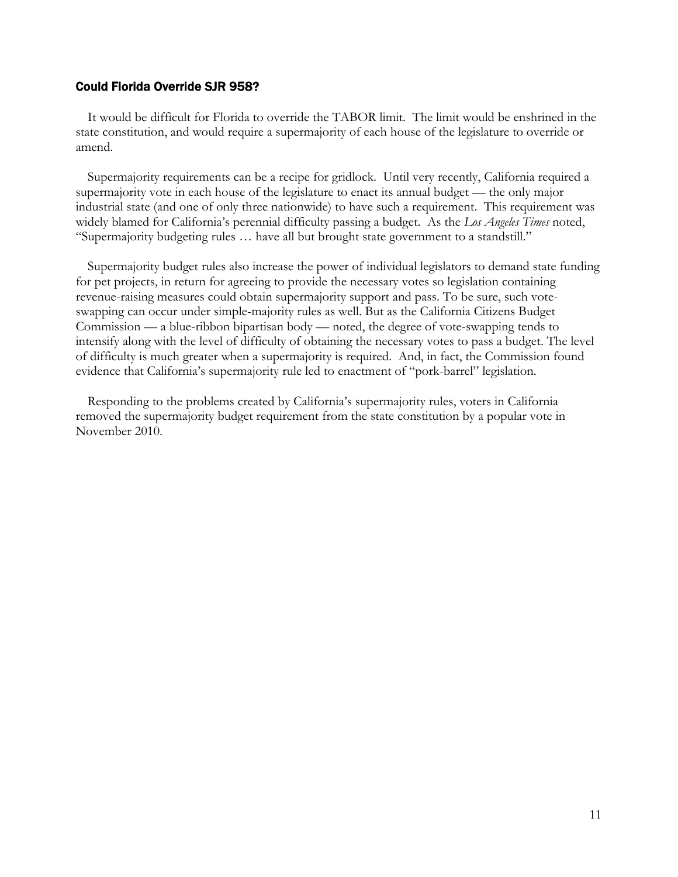### Could Florida Override SJR 958?

It would be difficult for Florida to override the TABOR limit. The limit would be enshrined in the state constitution, and would require a supermajority of each house of the legislature to override or amend.

Supermajority requirements can be a recipe for gridlock. Until very recently, California required a supermajority vote in each house of the legislature to enact its annual budget — the only major industrial state (and one of only three nationwide) to have such a requirement. This requirement was widely blamed for California's perennial difficulty passing a budget. As the *Los Angeles Times* noted, "Supermajority budgeting rules … have all but brought state government to a standstill."

Supermajority budget rules also increase the power of individual legislators to demand state funding for pet projects, in return for agreeing to provide the necessary votes so legislation containing revenue-raising measures could obtain supermajority support and pass. To be sure, such vote-swapping can occur under simple-majority rules as well. But as the California Citizens Budget Commission — a blue-ribbon bipartisan body — noted, the degree of vote-swapping tends to intensify along with the level of difficulty of obtaining the necessary votes to pass a budget. The level of difficulty is much greater when a supermajority is required. And, in fact, the Commission found evidence that California's supermajority rule led to enactment of "pork-barrel" legislation.

Responding to the problems created by California's supermajority rules, voters in California removed the supermajority budget requirement from the state constitution by a popular vote in November 2010.